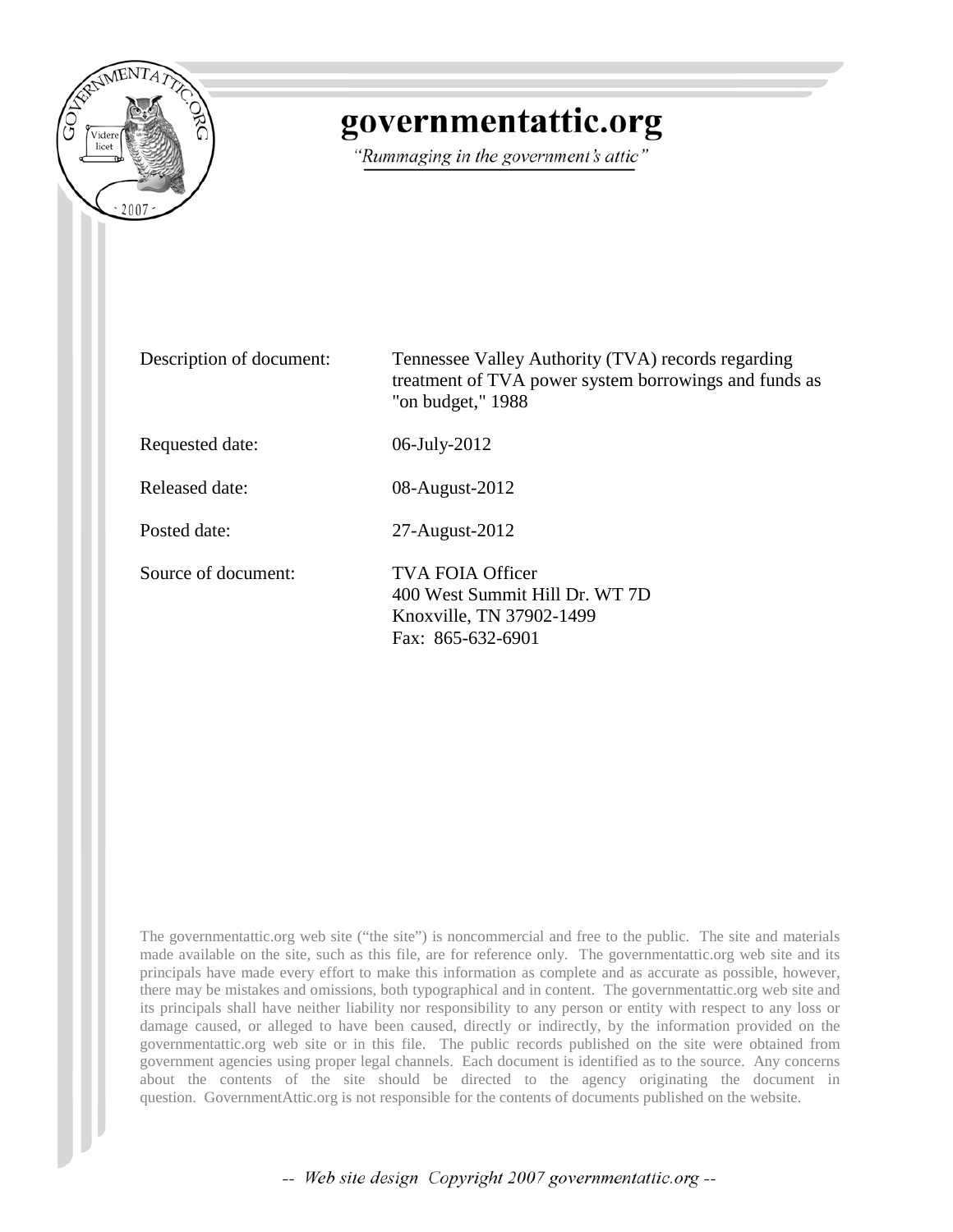# governmentattic.org

*"Rummaging in the government's attic"*

| | |
|---|---|
| Description of document: | Tennessee Valley Authority (TVA) records regarding treatment of TVA power system borrowings and funds as "on budget," 1988 |
| Requested date: | 06-July-2012 |
| Released date: | 08-August-2012 |
| Posted date: | 27-August-2012 |
| Source of document: | TVA FOIA Officer<br>400 West Summit Hill Dr. WT 7D<br>Knoxville, TN 37902-1499<br>Fax: 865-632-6901 |

The governmentattic.org web site ("the site") is noncommercial and free to the public. The site and materials made available on the site, such as this file, are for reference only. The governmentattic.org web site and its principals have made every effort to make this information as complete and as accurate as possible, however, there may be mistakes and omissions, both typographical and in content. The governmentattic.org web site and its principals shall have neither liability nor responsibility to any person or entity with respect to any loss or damage caused, or alleged to have been caused, directly or indirectly, by the information provided on the governmentattic.org web site or in this file. The public records published on the site were obtained from government agencies using proper legal channels. Each document is identified as to the source. Any concerns about the contents of the site should be directed to the agency originating the document in question. GovernmentAttic.org is not responsible for the contents of documents published on the website.

-- Web site design Copyright 2007 governmentattic.org --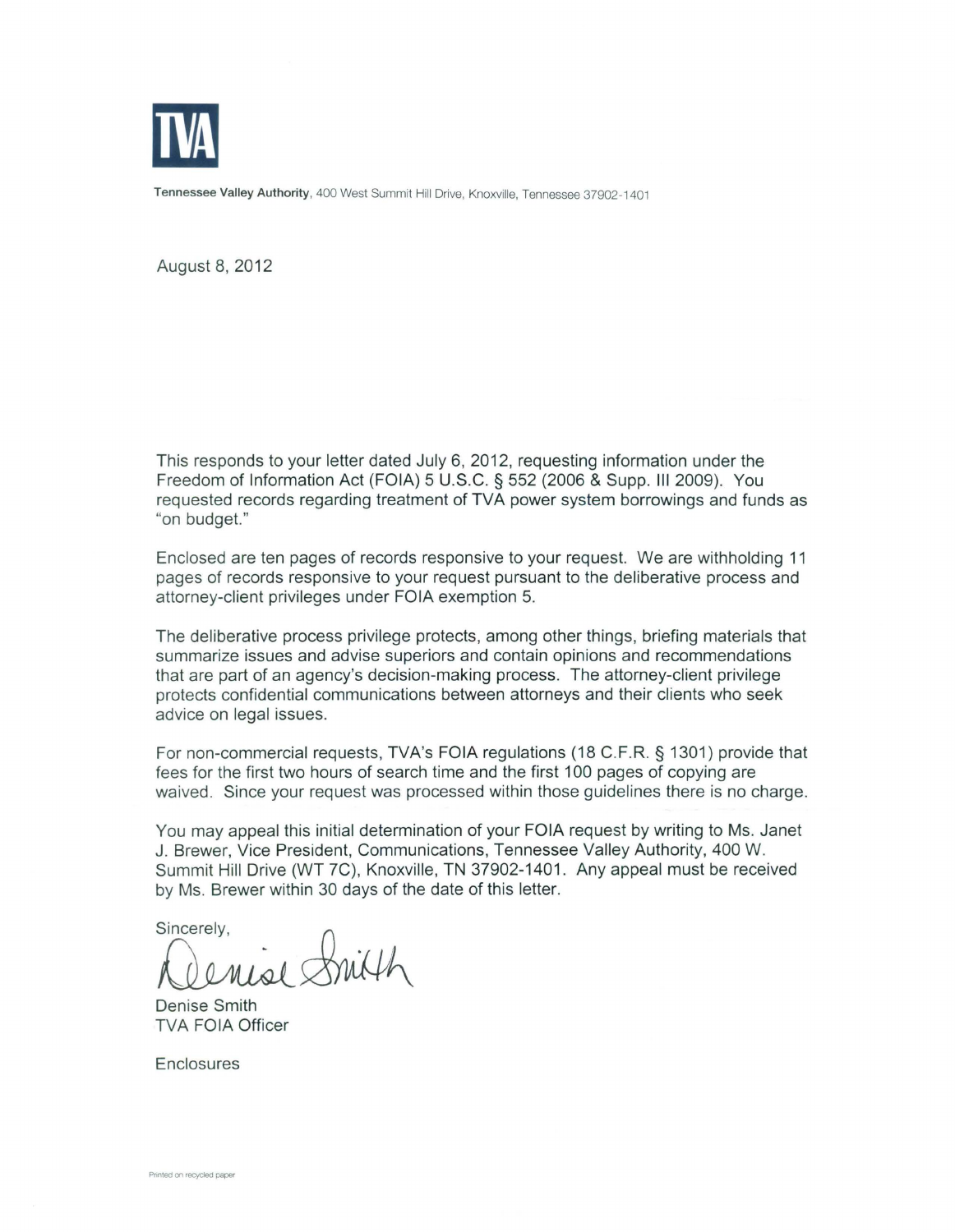**TVA**

**Tennessee Valley Authority**, 400 West Summit Hill Drive, Knoxville, Tennessee 37902-1401

August 8, 2012

This responds to your letter dated July 6, 2012, requesting information under the Freedom of Information Act (FOIA) 5 U.S.C. § 552 (2006 & Supp. III 2009). You requested records regarding treatment of TVA power system borrowings and funds as "on budget."

Enclosed are ten pages of records responsive to your request. We are withholding 11 pages of records responsive to your request pursuant to the deliberative process and attorney-client privileges under FOIA exemption 5.

The deliberative process privilege protects, among other things, briefing materials that summarize issues and advise superiors and contain opinions and recommendations that are part of an agency's decision-making process. The attorney-client privilege protects confidential communications between attorneys and their clients who seek advice on legal issues.

For non-commercial requests, TVA's FOIA regulations (18 C.F.R. § 1301) provide that fees for the first two hours of search time and the first 100 pages of copying are waived. Since your request was processed within those guidelines there is no charge.

You may appeal this initial determination of your FOIA request by writing to Ms. Janet J. Brewer, Vice President, Communications, Tennessee Valley Authority, 400 W. Summit Hill Drive (WT 7C), Knoxville, TN 37902-1401. Any appeal must be received by Ms. Brewer within 30 days of the date of this letter.

Sincerely,

Denise Smith

Denise Smith
TVA FOIA Officer

Enclosures

Printed on recycled paper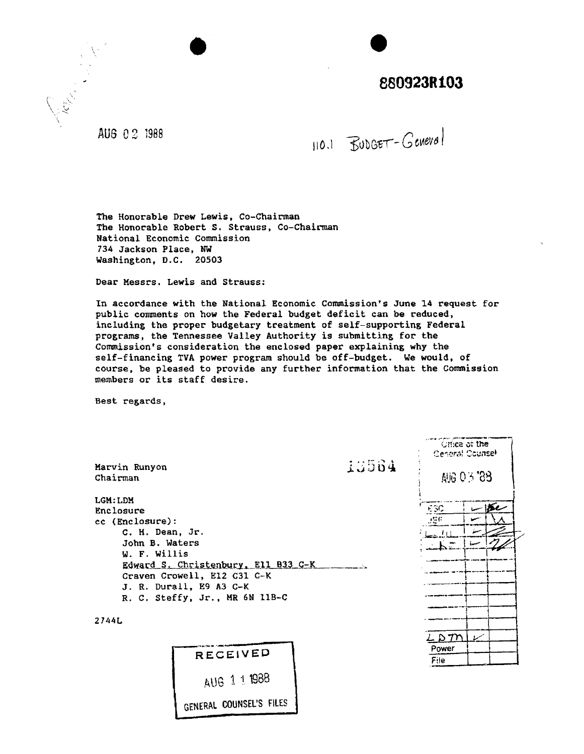880923R103

AUG 02 1988

110.1 BUDGET-General

The Honorable Drew Lewis, Co-Chairman
The Honorable Robert S. Strauss, Co-Chairman
National Economic Commission
734 Jackson Place, NW
Washington, D.C. 20503

Dear Messrs. Lewis and Strauss:

In accordance with the National Economic Commission's June 14 request for public comments on how the Federal budget deficit can be reduced, including the proper budgetary treatment of self-supporting Federal programs, the Tennessee Valley Authority is submitting for the Commission's consideration the enclosed paper explaining why the self-financing TVA power program should be off-budget. We would, of course, be pleased to provide any further information that the Commission members or its staff desire.

Best regards,

Marvin Runyon
Chairman

10564

LGM:LDM
Enclosure
cc (Enclosure):
C. H. Dean, Jr.
John B. Waters
W. F. Willis
Edward S. Christenbury, E11 B33 C-K
Craven Crowell, E12 C31 C-K
J. R. Durall, E9 A3 C-K
R. C. Steffy, Jr., MR 6N 11B-C

2744L

Office of the General Counsel
AUG 03 '88

| | | |
|---|---|---|
| ESC | ✓ | |
| JSF | ✓ | |
| | ✓ | |
| | ✓ | |
| | | |
| | | |
| | | |
| | | |
| LDM | ✓ | |
| Power | | |
| File | | |

RECEIVED
AUG 11 1988
GENERAL COUNSEL'S FILES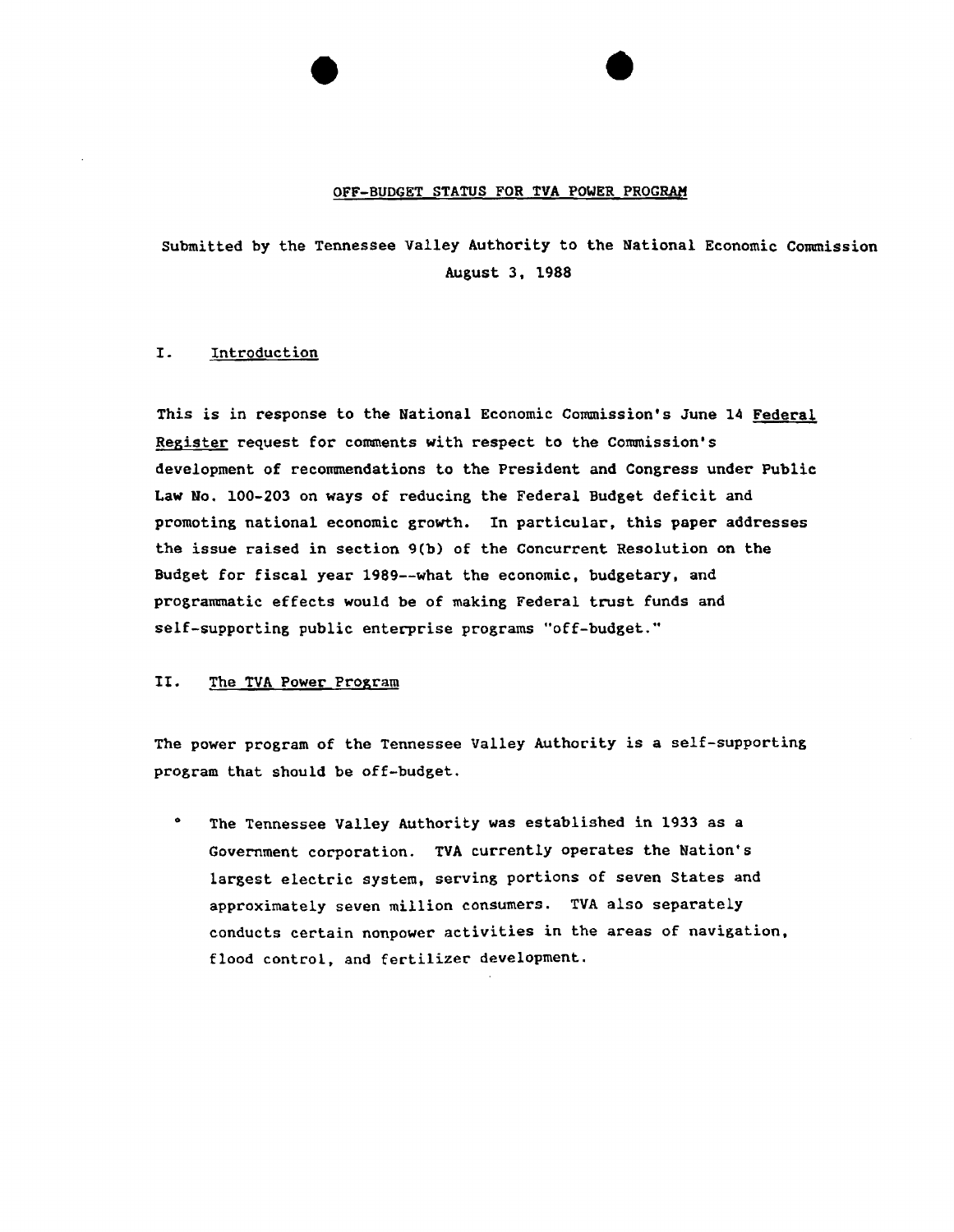# OFF-BUDGET STATUS FOR TVA POWER PROGRAM

Submitted by the Tennessee Valley Authority to the National Economic Commission
August 3, 1988

## I. Introduction

This is in response to the National Economic Commission's June 14 Federal Register request for comments with respect to the Commission's development of recommendations to the President and Congress under Public Law No. 100-203 on ways of reducing the Federal Budget deficit and promoting national economic growth. In particular, this paper addresses the issue raised in section 9(b) of the Concurrent Resolution on the Budget for fiscal year 1989--what the economic, budgetary, and programmatic effects would be of making Federal trust funds and self-supporting public enterprise programs "off-budget."

## II. The TVA Power Program

The power program of the Tennessee Valley Authority is a self-supporting program that should be off-budget.

- The Tennessee Valley Authority was established in 1933 as a Government corporation. TVA currently operates the Nation's largest electric system, serving portions of seven States and approximately seven million consumers. TVA also separately conducts certain nonpower activities in the areas of navigation, flood control, and fertilizer development.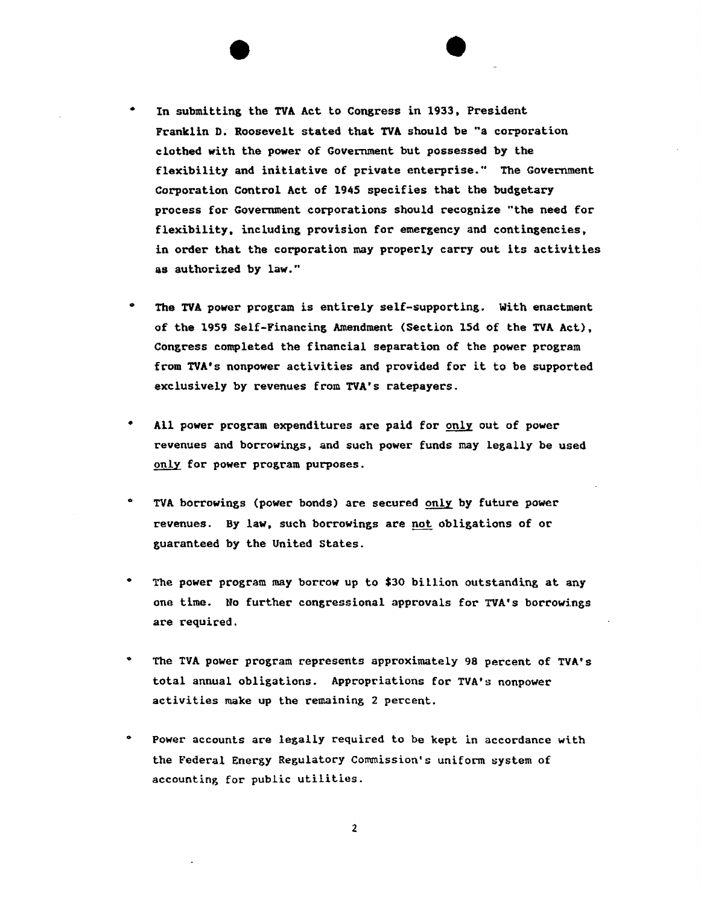- In submitting the TVA Act to Congress in 1933, President Franklin D. Roosevelt stated that TVA should be "a corporation clothed with the power of Government but possessed by the flexibility and initiative of private enterprise." The Government Corporation Control Act of 1945 specifies that the budgetary process for Government corporations should recognize "the need for flexibility, including provision for emergency and contingencies, in order that the corporation may properly carry out its activities as authorized by law."

- The TVA power program is entirely self-supporting. With enactment of the 1959 Self-Financing Amendment (Section 15d of the TVA Act), Congress completed the financial separation of the power program from TVA's nonpower activities and provided for it to be supported exclusively by revenues from TVA's ratepayers.

- All power program expenditures are paid for <u>only</u> out of power revenues and borrowings, and such power funds may legally be used <u>only</u> for power program purposes.

- TVA borrowings (power bonds) are secured <u>only</u> by future power revenues. By law, such borrowings are <u>not</u> obligations of or guaranteed by the United States.

- The power program may borrow up to $30 billion outstanding at any one time. No further congressional approvals for TVA's borrowings are required.

- The TVA power program represents approximately 98 percent of TVA's total annual obligations. Appropriations for TVA's nonpower activities make up the remaining 2 percent.

- Power accounts are legally required to be kept in accordance with the Federal Energy Regulatory Commission's uniform system of accounting for public utilities.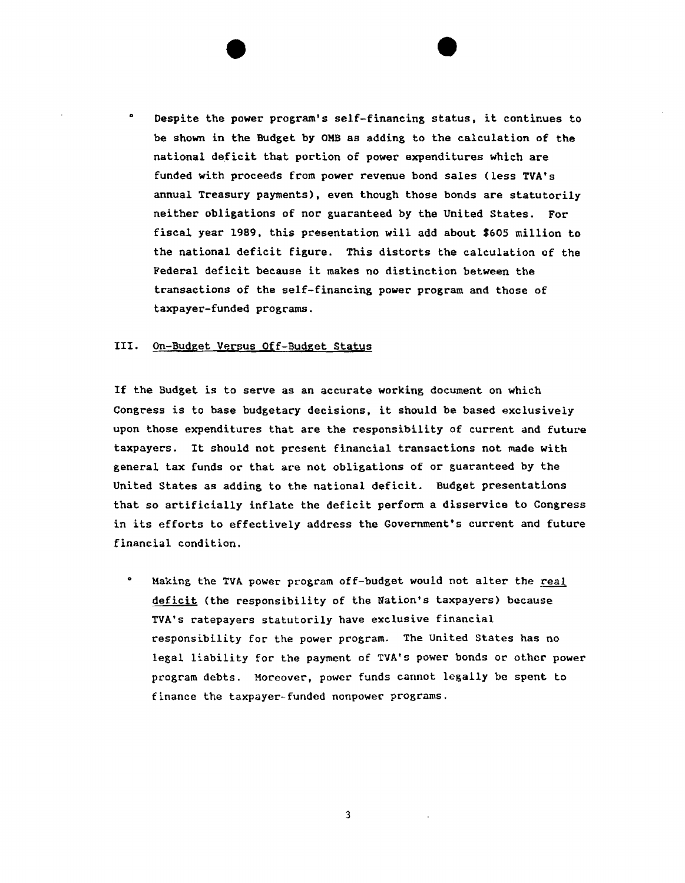- Despite the power program's self-financing status, it continues to be shown in the Budget by OMB as adding to the calculation of the national deficit that portion of power expenditures which are funded with proceeds from power revenue bond sales (less TVA's annual Treasury payments), even though those bonds are statutorily neither obligations of nor guaranteed by the United States. For fiscal year 1989, this presentation will add about $605 million to the national deficit figure. This distorts the calculation of the Federal deficit because it makes no distinction between the transactions of the self-financing power program and those of taxpayer-funded programs.

## III. On-Budget Versus Off-Budget Status

If the Budget is to serve as an accurate working document on which Congress is to base budgetary decisions, it should be based exclusively upon those expenditures that are the responsibility of current and future taxpayers. It should not present financial transactions not made with general tax funds or that are not obligations of or guaranteed by the United States as adding to the national deficit. Budget presentations that so artificially inflate the deficit perform a disservice to Congress in its efforts to effectively address the Government's current and future financial condition.

- Making the TVA power program off-budget would not alter the real deficit (the responsibility of the Nation's taxpayers) because TVA's ratepayers statutorily have exclusive financial responsibility for the power program. The United States has no legal liability for the payment of TVA's power bonds or other power program debts. Moreover, power funds cannot legally be spent to finance the taxpayer-funded nonpower programs.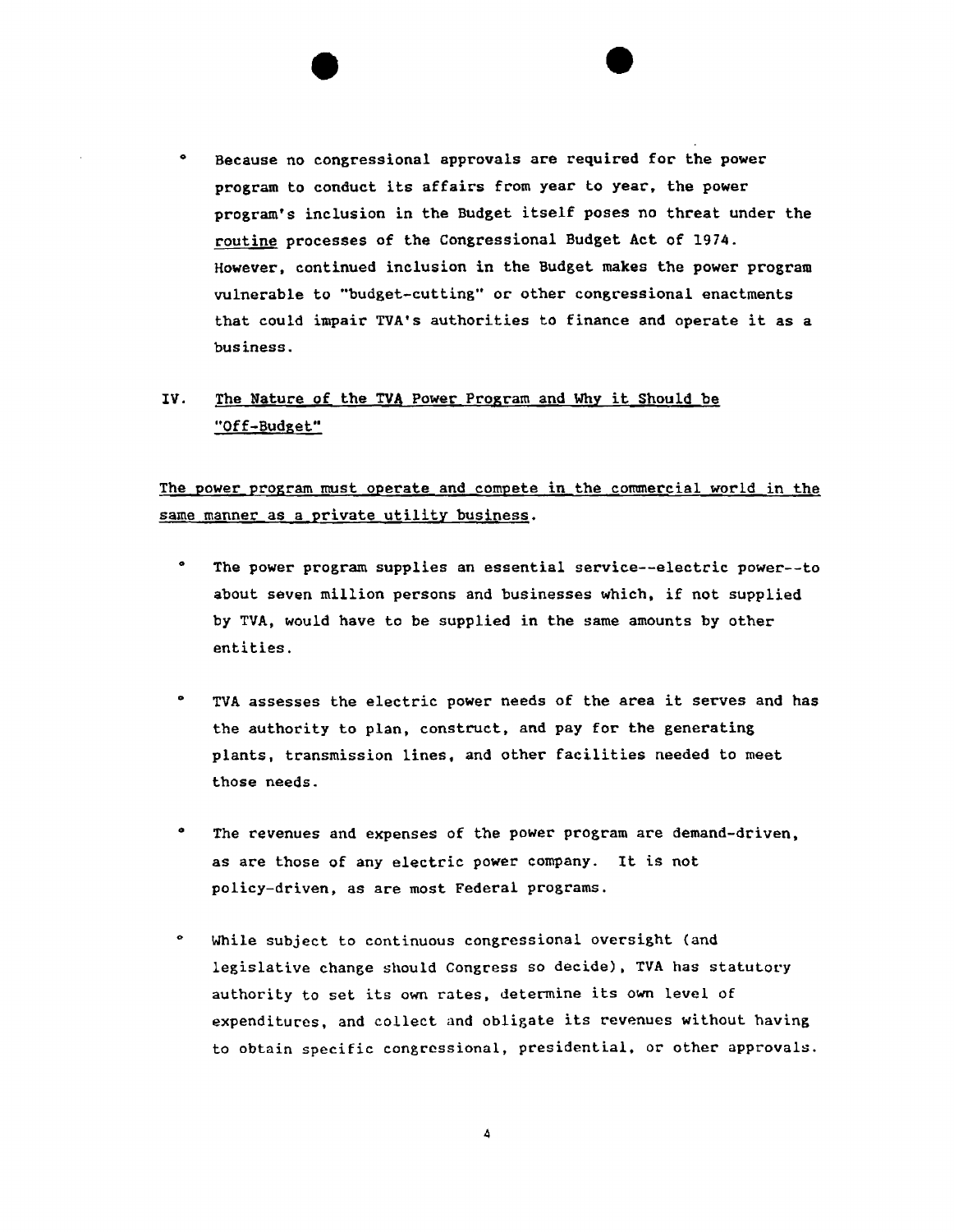- Because no congressional approvals are required for the power program to conduct its affairs from year to year, the power program's inclusion in the Budget itself poses no threat under the <u>routine</u> processes of the Congressional Budget Act of 1974. However, continued inclusion in the Budget makes the power program vulnerable to "budget-cutting" or other congressional enactments that could impair TVA's authorities to finance and operate it as a business.

## IV. <u>The Nature of the TVA Power Program and Why it Should be "Off-Budget"</u>

<u>The power program must operate and compete in the commercial world in the same manner as a private utility business.</u>

- The power program supplies an essential service--electric power--to about seven million persons and businesses which, if not supplied by TVA, would have to be supplied in the same amounts by other entities.

- TVA assesses the electric power needs of the area it serves and has the authority to plan, construct, and pay for the generating plants, transmission lines, and other facilities needed to meet those needs.

- The revenues and expenses of the power program are demand-driven, as are those of any electric power company. It is not policy-driven, as are most Federal programs.

- While subject to continuous congressional oversight (and legislative change should Congress so decide), TVA has statutory authority to set its own rates, determine its own level of expenditures, and collect and obligate its revenues without having to obtain specific congressional, presidential, or other approvals.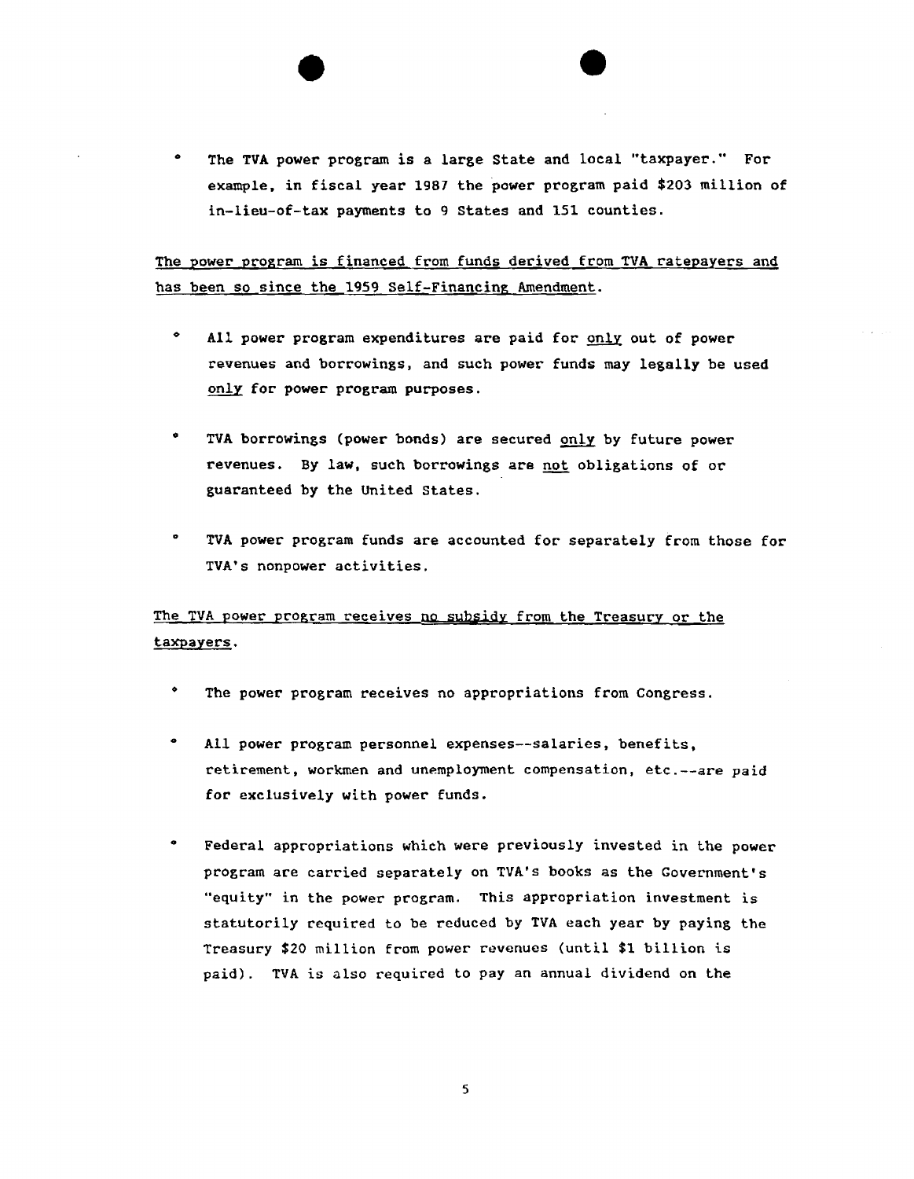- The TVA power program is a large State and local "taxpayer." For example, in fiscal year 1987 the power program paid $203 million of in-lieu-of-tax payments to 9 States and 151 counties.

<u>The power program is financed from funds derived from TVA ratepayers and has been so since the 1959 Self-Financing Amendment.</u>

- All power program expenditures are paid for <u>only</u> out of power revenues and borrowings, and such power funds may legally be used <u>only</u> for power program purposes.

- TVA borrowings (power bonds) are secured <u>only</u> by future power revenues. By law, such borrowings are <u>not</u> obligations of or guaranteed by the United States.

- TVA power program funds are accounted for separately from those for TVA's nonpower activities.

<u>The TVA power program receives no subsidy from the Treasury or the taxpayers.</u>

- The power program receives no appropriations from Congress.

- All power program personnel expenses--salaries, benefits, retirement, workmen and unemployment compensation, etc.--are paid for exclusively with power funds.

- Federal appropriations which were previously invested in the power program are carried separately on TVA's books as the Government's "equity" in the power program. This appropriation investment is statutorily required to be reduced by TVA each year by paying the Treasury $20 million from power revenues (until $1 billion is paid). TVA is also required to pay an annual dividend on the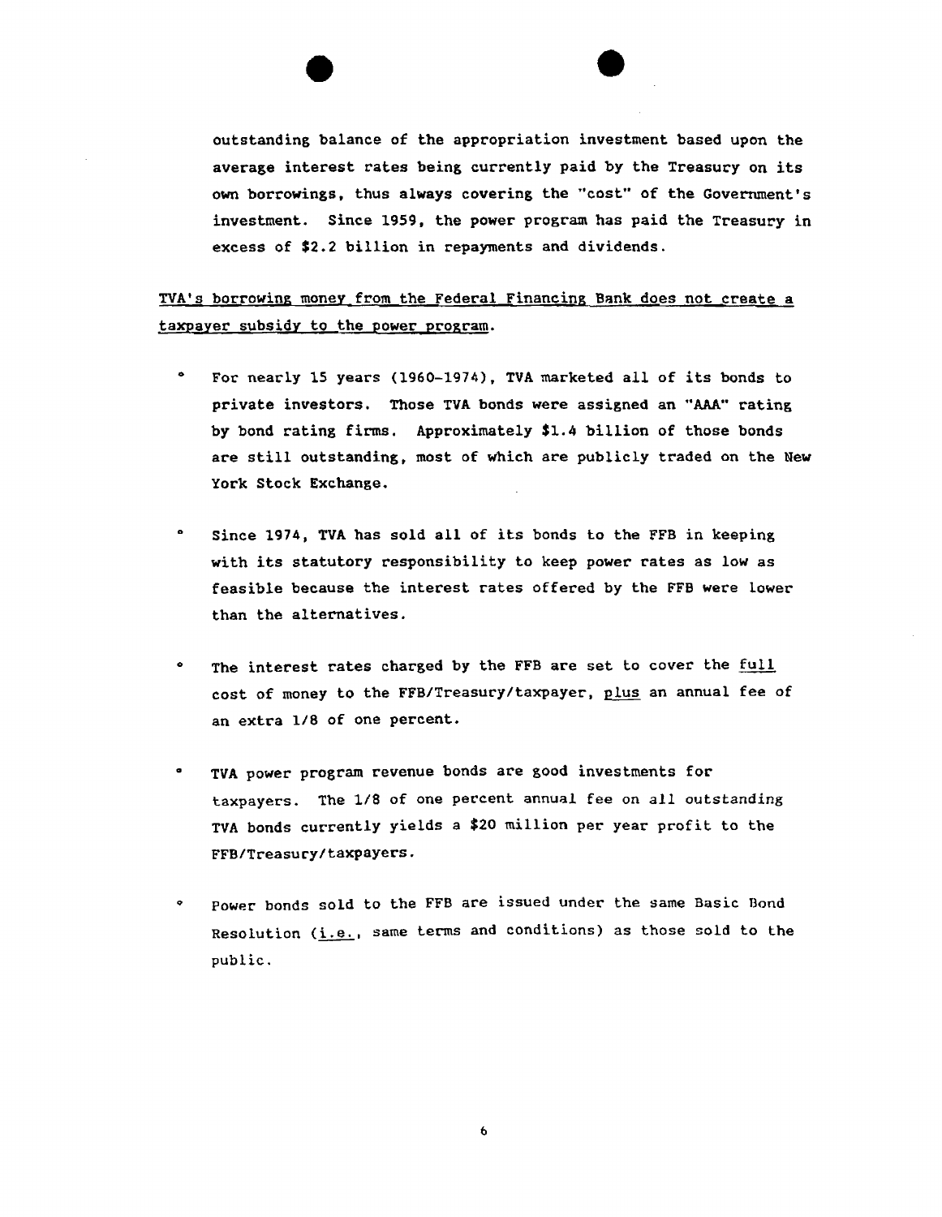outstanding balance of the appropriation investment based upon the average interest rates being currently paid by the Treasury on its own borrowings, thus always covering the "cost" of the Government's investment. Since 1959, the power program has paid the Treasury in excess of $2.2 billion in repayments and dividends.

<u>TVA's borrowing money from the Federal Financing Bank does not create a taxpayer subsidy to the power program.</u>

- For nearly 15 years (1960-1974), TVA marketed all of its bonds to private investors. Those TVA bonds were assigned an "AAA" rating by bond rating firms. Approximately $1.4 billion of those bonds are still outstanding, most of which are publicly traded on the New York Stock Exchange.

- Since 1974, TVA has sold all of its bonds to the FFB in keeping with its statutory responsibility to keep power rates as low as feasible because the interest rates offered by the FFB were lower than the alternatives.

- The interest rates charged by the FFB are set to cover the <u>full</u> cost of money to the FFB/Treasury/taxpayer, <u>plus</u> an annual fee of an extra 1/8 of one percent.

- TVA power program revenue bonds are good investments for taxpayers. The 1/8 of one percent annual fee on all outstanding TVA bonds currently yields a $20 million per year profit to the FFB/Treasury/taxpayers.

- Power bonds sold to the FFB are issued under the same Basic Bond Resolution (<u>i.e.</u>, same terms and conditions) as those sold to the public.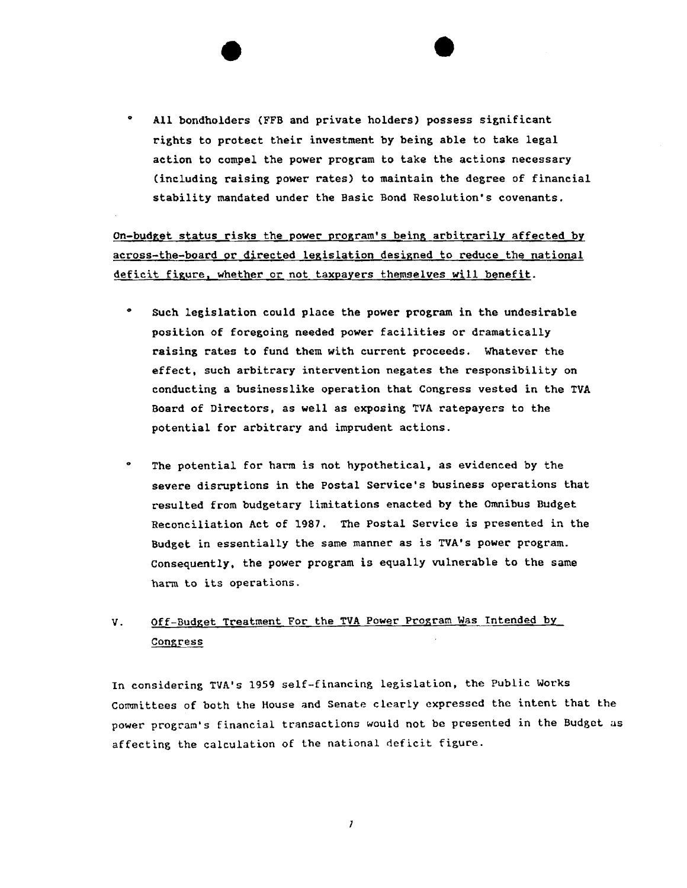- All bondholders (FFB and private holders) possess significant rights to protect their investment by being able to take legal action to compel the power program to take the actions necessary (including raising power rates) to maintain the degree of financial stability mandated under the Basic Bond Resolution's covenants.

<u>On-budget status risks the power program's being arbitrarily affected by across-the-board or directed legislation designed to reduce the national deficit figure, whether or not taxpayers themselves will benefit</u>.

- Such legislation could place the power program in the undesirable position of foregoing needed power facilities or dramatically raising rates to fund them with current proceeds. Whatever the effect, such arbitrary intervention negates the responsibility on conducting a businesslike operation that Congress vested in the TVA Board of Directors, as well as exposing TVA ratepayers to the potential for arbitrary and imprudent actions.

- The potential for harm is not hypothetical, as evidenced by the severe disruptions in the Postal Service's business operations that resulted from budgetary limitations enacted by the Omnibus Budget Reconciliation Act of 1987. The Postal Service is presented in the Budget in essentially the same manner as is TVA's power program. Consequently, the power program is equally vulnerable to the same harm to its operations.

## V. <u>Off-Budget Treatment For the TVA Power Program Was Intended by Congress</u>

In considering TVA's 1959 self-financing legislation, the Public Works Committees of both the House and Senate clearly expressed the intent that the power program's financial transactions would not be presented in the Budget as affecting the calculation of the national deficit figure.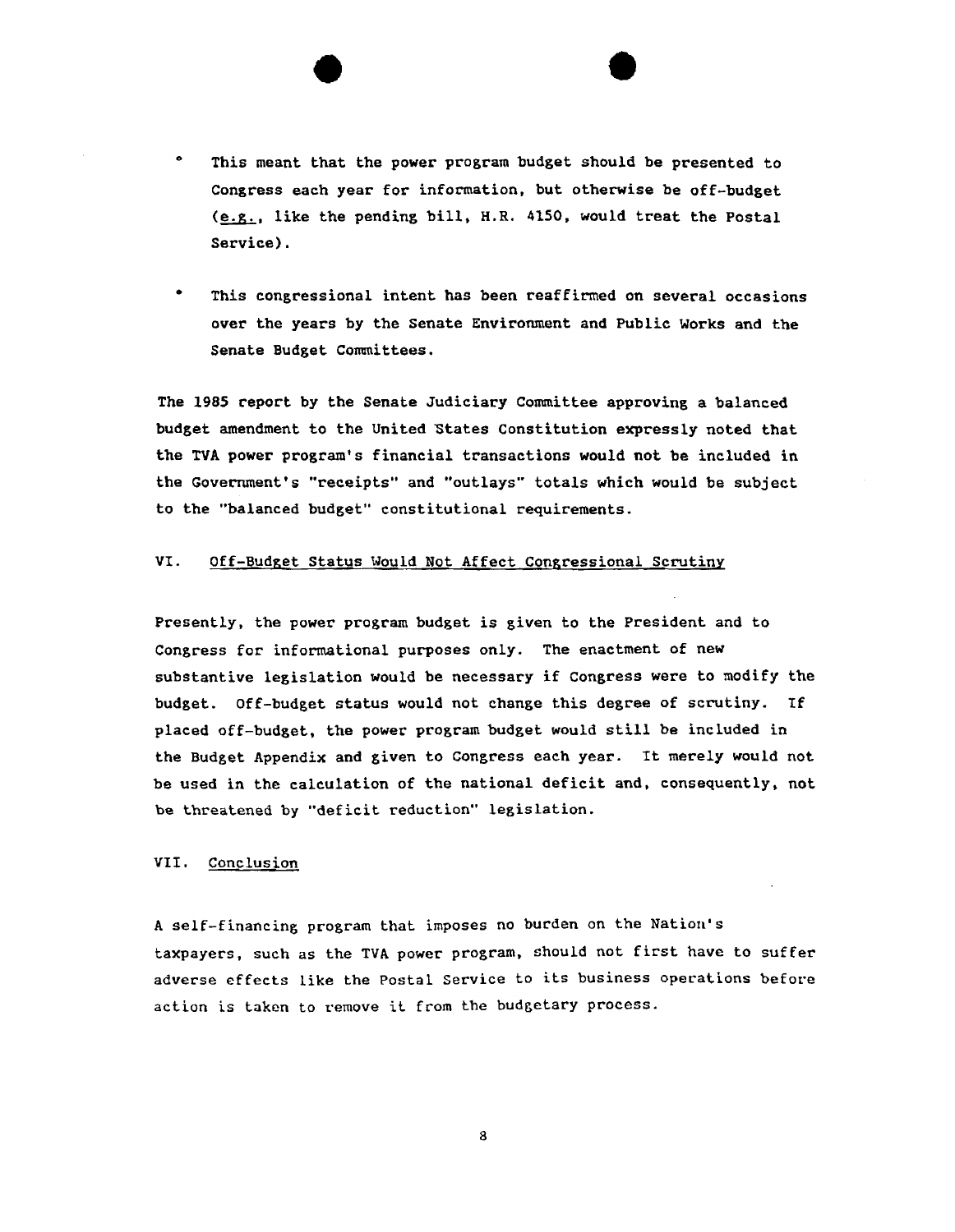- This meant that the power program budget should be presented to Congress each year for information, but otherwise be off-budget (e.g., like the pending bill, H.R. 4150, would treat the Postal Service).

- This congressional intent has been reaffirmed on several occasions over the years by the Senate Environment and Public Works and the Senate Budget Committees.

The 1985 report by the Senate Judiciary Committee approving a balanced budget amendment to the United States Constitution expressly noted that the TVA power program's financial transactions would not be included in the Government's "receipts" and "outlays" totals which would be subject to the "balanced budget" constitutional requirements.

## VI. Off-Budget Status Would Not Affect Congressional Scrutiny

Presently, the power program budget is given to the President and to Congress for informational purposes only. The enactment of new substantive legislation would be necessary if Congress were to modify the budget. Off-budget status would not change this degree of scrutiny. If placed off-budget, the power program budget would still be included in the Budget Appendix and given to Congress each year. It merely would not be used in the calculation of the national deficit and, consequently, not be threatened by "deficit reduction" legislation.

## VII. Conclusion

A self-financing program that imposes no burden on the Nation's taxpayers, such as the TVA power program, should not first have to suffer adverse effects like the Postal Service to its business operations before action is taken to remove it from the budgetary process.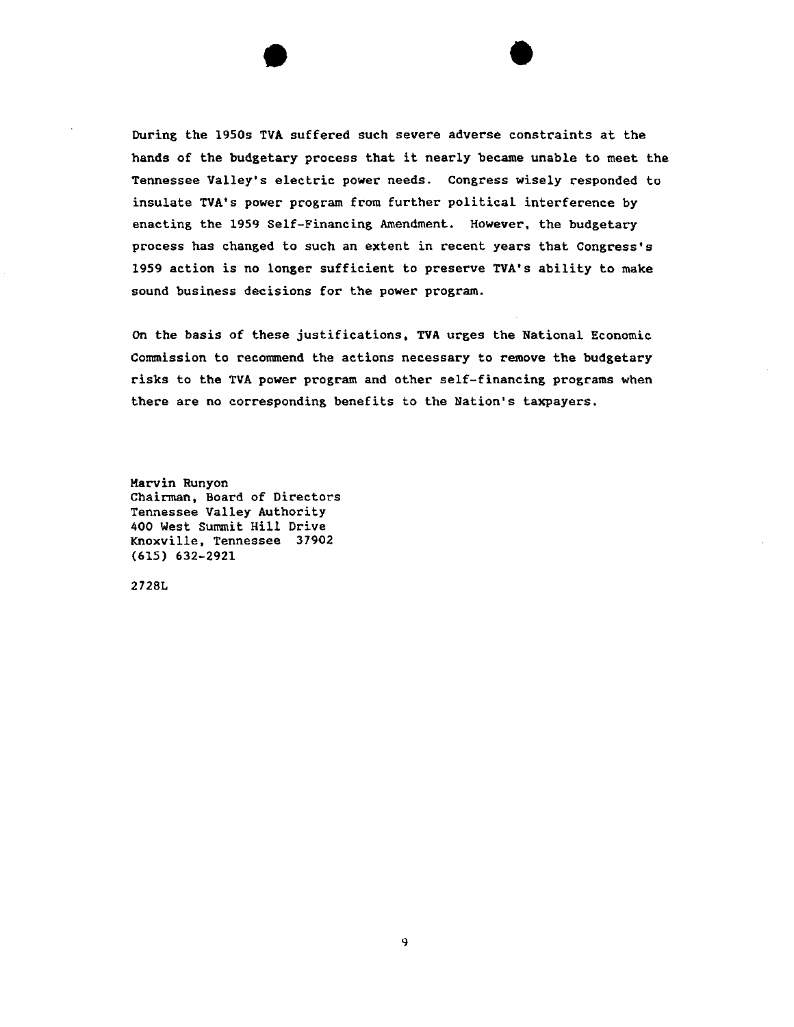During the 1950s TVA suffered such severe adverse constraints at the hands of the budgetary process that it nearly became unable to meet the Tennessee Valley's electric power needs. Congress wisely responded to insulate TVA's power program from further political interference by enacting the 1959 Self-Financing Amendment. However, the budgetary process has changed to such an extent in recent years that Congress's 1959 action is no longer sufficient to preserve TVA's ability to make sound business decisions for the power program.

On the basis of these justifications, TVA urges the National Economic Commission to recommend the actions necessary to remove the budgetary risks to the TVA power program and other self-financing programs when there are no corresponding benefits to the Nation's taxpayers.

Marvin Runyon  
Chairman, Board of Directors  
Tennessee Valley Authority  
400 West Summit Hill Drive  
Knoxville, Tennessee 37902  
(615) 632-2921

2728L